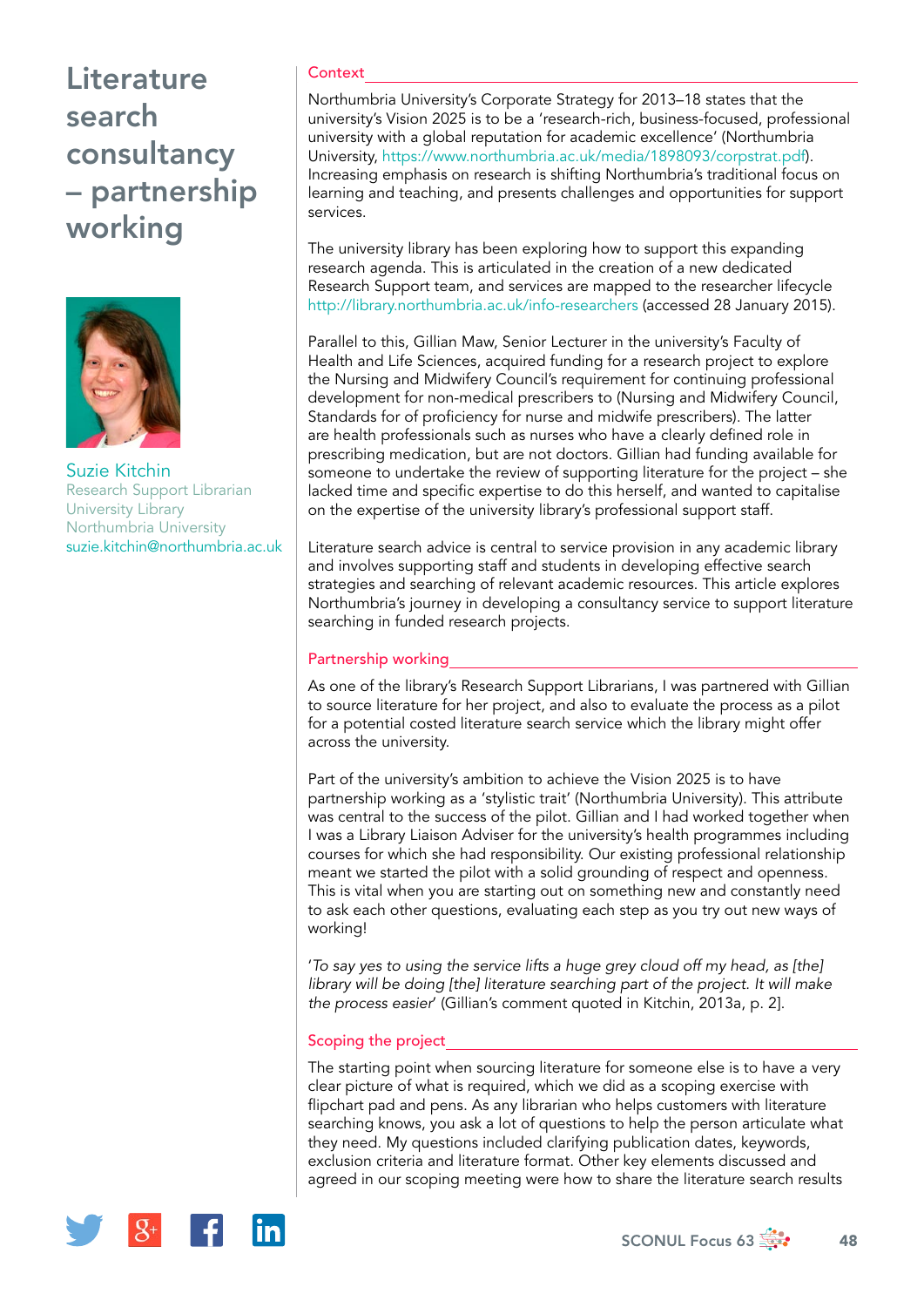# Literature search consultancy – partnership working

Suzie Kitchin
Research Support Librarian
University Library
Northumbria University
suzie.kitchin@northumbria.ac.uk

## Context

Northumbria University's Corporate Strategy for 2013–18 states that the university's Vision 2025 is to be a 'research-rich, business-focused, professional university with a global reputation for academic excellence' (Northumbria University, https://www.northumbria.ac.uk/media/1898093/corpstrat.pdf). Increasing emphasis on research is shifting Northumbria's traditional focus on learning and teaching, and presents challenges and opportunities for support services.

The university library has been exploring how to support this expanding research agenda. This is articulated in the creation of a new dedicated Research Support team, and services are mapped to the researcher lifecycle http://library.northumbria.ac.uk/info-researchers (accessed 28 January 2015).

Parallel to this, Gillian Maw, Senior Lecturer in the university's Faculty of Health and Life Sciences, acquired funding for a research project to explore the Nursing and Midwifery Council's requirement for continuing professional development for non-medical prescribers to (Nursing and Midwifery Council, Standards for of proficiency for nurse and midwife prescribers). The latter are health professionals such as nurses who have a clearly defined role in prescribing medication, but are not doctors. Gillian had funding available for someone to undertake the review of supporting literature for the project – she lacked time and specific expertise to do this herself, and wanted to capitalise on the expertise of the university library's professional support staff.

Literature search advice is central to service provision in any academic library and involves supporting staff and students in developing effective search strategies and searching of relevant academic resources. This article explores Northumbria's journey in developing a consultancy service to support literature searching in funded research projects.

## Partnership working

As one of the library's Research Support Librarians, I was partnered with Gillian to source literature for her project, and also to evaluate the process as a pilot for a potential costed literature search service which the library might offer across the university.

Part of the university's ambition to achieve the Vision 2025 is to have partnership working as a 'stylistic trait' (Northumbria University). This attribute was central to the success of the pilot. Gillian and I had worked together when I was a Library Liaison Adviser for the university's health programmes including courses for which she had responsibility. Our existing professional relationship meant we started the pilot with a solid grounding of respect and openness. This is vital when you are starting out on something new and constantly need to ask each other questions, evaluating each step as you try out new ways of working!

'*To say yes to using the service lifts a huge grey cloud off my head, as [the] library will be doing [the] literature searching part of the project. It will make the process easier*' (Gillian's comment quoted in Kitchin, 2013a, p. 2].

## Scoping the project

The starting point when sourcing literature for someone else is to have a very clear picture of what is required, which we did as a scoping exercise with flipchart pad and pens. As any librarian who helps customers with literature searching knows, you ask a lot of questions to help the person articulate what they need. My questions included clarifying publication dates, keywords, exclusion criteria and literature format. Other key elements discussed and agreed in our scoping meeting were how to share the literature search results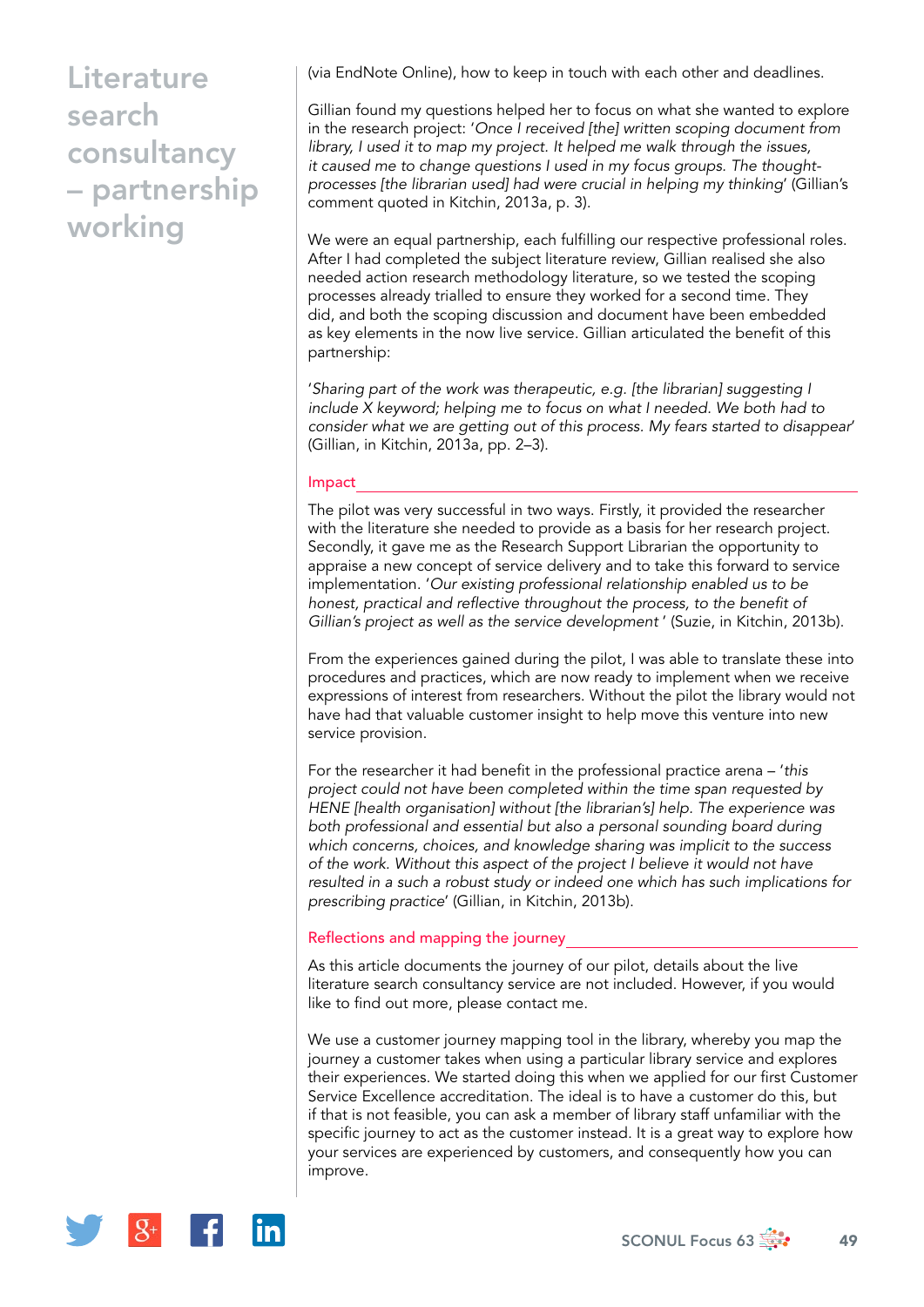(via EndNote Online), how to keep in touch with each other and deadlines.

Gillian found my questions helped her to focus on what she wanted to explore in the research project: '*Once I received [the] written scoping document from library, I used it to map my project. It helped me walk through the issues, it caused me to change questions I used in my focus groups. The thought-processes [the librarian used] had were crucial in helping my thinking*' (Gillian's comment quoted in Kitchin, 2013a, p. 3).

We were an equal partnership, each fulfilling our respective professional roles. After I had completed the subject literature review, Gillian realised she also needed action research methodology literature, so we tested the scoping processes already trialled to ensure they worked for a second time. They did, and both the scoping discussion and document have been embedded as key elements in the now live service. Gillian articulated the benefit of this partnership:

'*Sharing part of the work was therapeutic, e.g. [the librarian] suggesting I include X keyword; helping me to focus on what I needed. We both had to consider what we are getting out of this process. My fears started to disappear*' (Gillian, in Kitchin, 2013a, pp. 2–3).

## Impact

The pilot was very successful in two ways. Firstly, it provided the researcher with the literature she needed to provide as a basis for her research project. Secondly, it gave me as the Research Support Librarian the opportunity to appraise a new concept of service delivery and to take this forward to service implementation. '*Our existing professional relationship enabled us to be honest, practical and reflective throughout the process, to the benefit of Gillian's project as well as the service development* ' (Suzie, in Kitchin, 2013b).

From the experiences gained during the pilot, I was able to translate these into procedures and practices, which are now ready to implement when we receive expressions of interest from researchers. Without the pilot the library would not have had that valuable customer insight to help move this venture into new service provision.

For the researcher it had benefit in the professional practice arena – '*this project could not have been completed within the time span requested by HENE [health organisation] without [the librarian's] help. The experience was both professional and essential but also a personal sounding board during which concerns, choices, and knowledge sharing was implicit to the success of the work. Without this aspect of the project I believe it would not have resulted in a such a robust study or indeed one which has such implications for prescribing practice*' (Gillian, in Kitchin, 2013b).

## Reflections and mapping the journey

As this article documents the journey of our pilot, details about the live literature search consultancy service are not included. However, if you would like to find out more, please contact me.

We use a customer journey mapping tool in the library, whereby you map the journey a customer takes when using a particular library service and explores their experiences. We started doing this when we applied for our first Customer Service Excellence accreditation. The ideal is to have a customer do this, but if that is not feasible, you can ask a member of library staff unfamiliar with the specific journey to act as the customer instead. It is a great way to explore how your services are experienced by customers, and consequently how you can improve.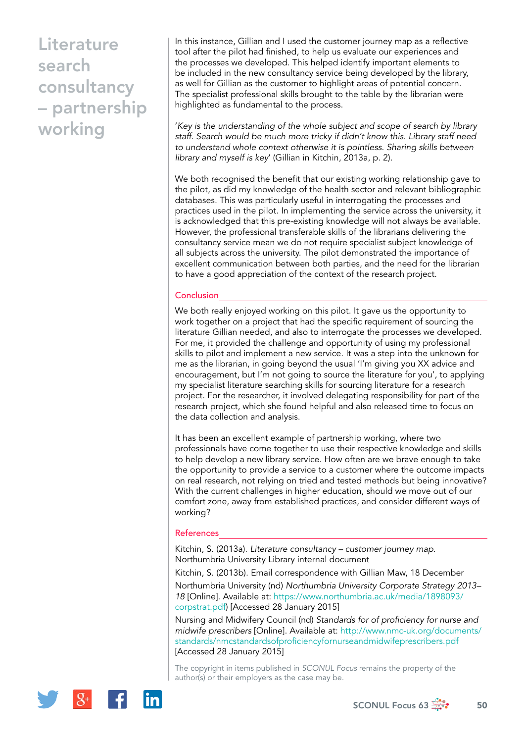# Literature search consultancy – partnership working

In this instance, Gillian and I used the customer journey map as a reflective tool after the pilot had finished, to help us evaluate our experiences and the processes we developed. This helped identify important elements to be included in the new consultancy service being developed by the library, as well for Gillian as the customer to highlight areas of potential concern. The specialist professional skills brought to the table by the librarian were highlighted as fundamental to the process.

'*Key is the understanding of the whole subject and scope of search by library staff. Search would be much more tricky if didn't know this. Library staff need to understand whole context otherwise it is pointless. Sharing skills between library and myself is key*' (Gillian in Kitchin, 2013a, p. 2).

We both recognised the benefit that our existing working relationship gave to the pilot, as did my knowledge of the health sector and relevant bibliographic databases. This was particularly useful in interrogating the processes and practices used in the pilot. In implementing the service across the university, it is acknowledged that this pre-existing knowledge will not always be available. However, the professional transferable skills of the librarians delivering the consultancy service mean we do not require specialist subject knowledge of all subjects across the university. The pilot demonstrated the importance of excellent communication between both parties, and the need for the librarian to have a good appreciation of the context of the research project.

## Conclusion

We both really enjoyed working on this pilot. It gave us the opportunity to work together on a project that had the specific requirement of sourcing the literature Gillian needed, and also to interrogate the processes we developed. For me, it provided the challenge and opportunity of using my professional skills to pilot and implement a new service. It was a step into the unknown for me as the librarian, in going beyond the usual 'I'm giving you XX advice and encouragement, but I'm not going to source the literature for you', to applying my specialist literature searching skills for sourcing literature for a research project. For the researcher, it involved delegating responsibility for part of the research project, which she found helpful and also released time to focus on the data collection and analysis.

It has been an excellent example of partnership working, where two professionals have come together to use their respective knowledge and skills to help develop a new library service. How often are we brave enough to take the opportunity to provide a service to a customer where the outcome impacts on real research, not relying on tried and tested methods but being innovative? With the current challenges in higher education, should we move out of our comfort zone, away from established practices, and consider different ways of working?

## References

Kitchin, S. (2013a). *Literature consultancy – customer journey map.* Northumbria University Library internal document

Kitchin, S. (2013b). Email correspondence with Gillian Maw, 18 December

Northumbria University (nd) *Northumbria University Corporate Strategy 2013–18* [Online]. Available at: https://www.northumbria.ac.uk/media/1898093/corpstrat.pdf) [Accessed 28 January 2015]

Nursing and Midwifery Council (nd) *Standards for of proficiency for nurse and midwife prescribers* [Online]. Available at: http://www.nmc-uk.org/documents/standards/nmcstandardsofproficiencyfornurseandmidwifeprescribers.pdf [Accessed 28 January 2015]

The copyright in items published in *SCONUL Focus* remains the property of the author(s) or their employers as the case may be.